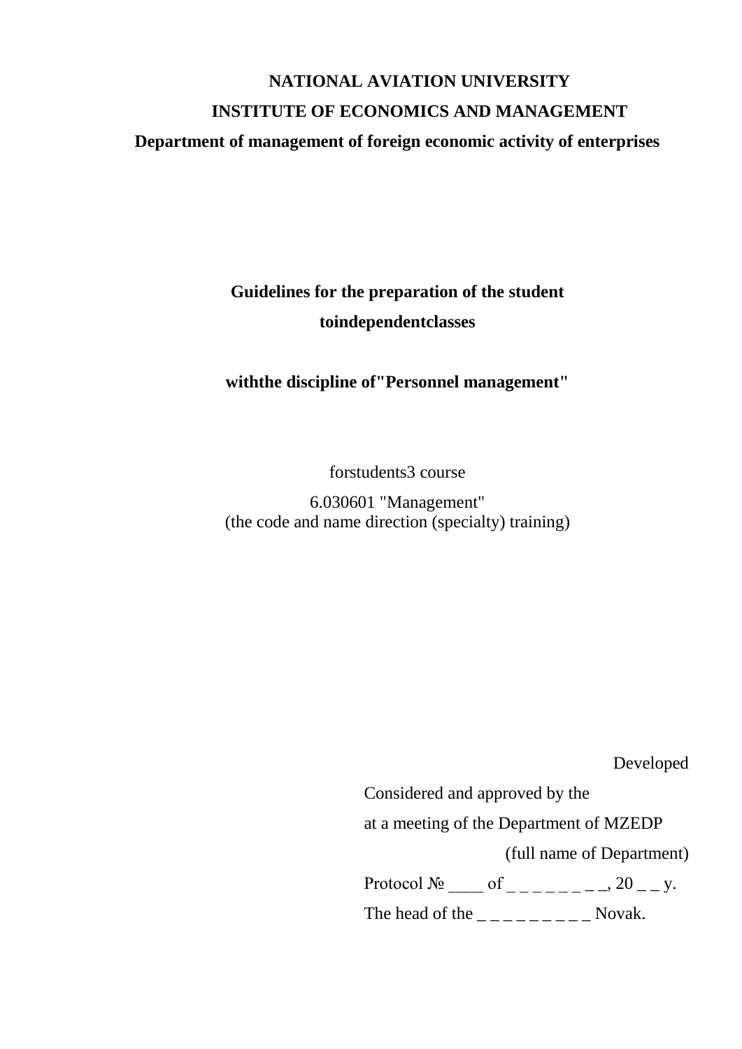**NATIONAL AVIATION UNIVERSITY**

**INSTITUTE OF ECONOMICS AND MANAGEMENT**

**Department of management of foreign economic activity of enterprises**

# Guidelines for the preparation of the student toindependentclasses

## withthe discipline of"Personnel management"

forstudents3 course

6.030601 "Management"
(the code and name direction (specialty) training)

Developed

Considered and approved by the

at a meeting of the Department of MZEDP

(full name of Department)

Protocol № ____ of _ _ _ _ _ _ _ _, 20 _ _ y.

The head of the _ _ _ _ _ _ _ _ _ Novak.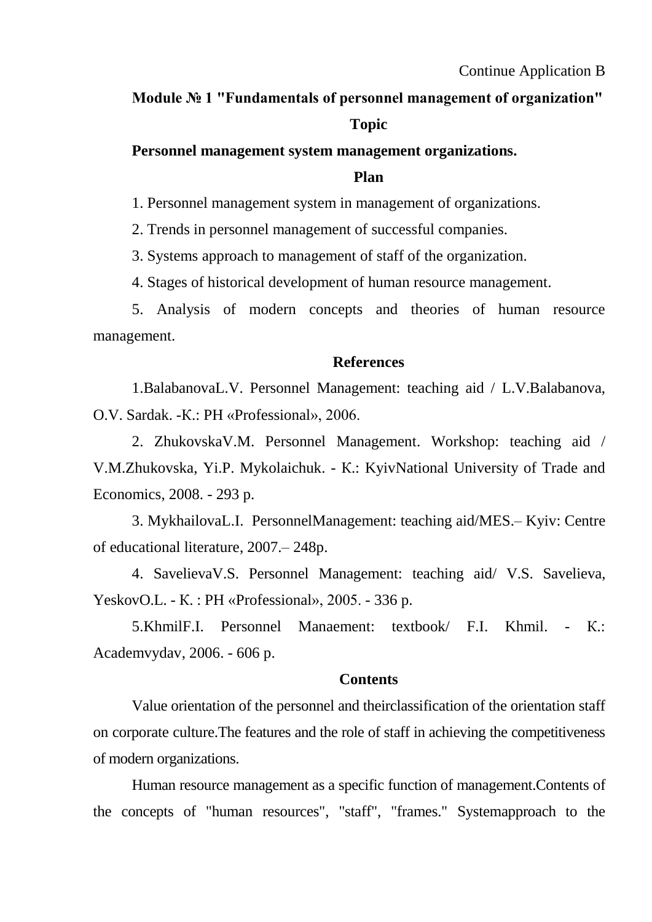Continue Application B

**Module № 1 "Fundamentals of personnel management of organization"**

**Topic**

**Personnel management system management organizations.**

**Plan**

1. Personnel management system in management of organizations.
2. Trends in personnel management of successful companies.
3. Systems approach to management of staff of the organization.
4. Stages of historical development of human resource management.
5. Analysis of modern concepts and theories of human resource management.

**References**

1.BalabanovaL.V. Personnel Management: teaching aid / L.V.Balabanova, O.V. Sardak. -K.: PH «Professional», 2006.

2. ZhukovskaV.M. Personnel Management. Workshop: teaching aid / V.M.Zhukovska, Yi.P. Mykolaichuk. - K.: KyivNational University of Trade and Economics, 2008. - 293 p.

3. MykhailovaL.I. PersonnelManagement: teaching aid/MES.– Kyiv: Centre of educational literature, 2007.– 248p.

4. SavelievaV.S. Personnel Management: teaching aid/ V.S. Savelieva, YeskovO.L. - K. : PH «Professional», 2005. - 336 p.

5.KhmilF.I. Personnel Manaement: textbook/ F.I. Khmil. - K.: Academvydav, 2006. - 606 p.

**Contents**

Value orientation of the personnel and theirclassification of the orientation staff on corporate culture.The features and the role of staff in achieving the competitiveness of modern organizations.

Human resource management as a specific function of management.Contents of the concepts of "human resources", "staff", "frames." Systemapproach to the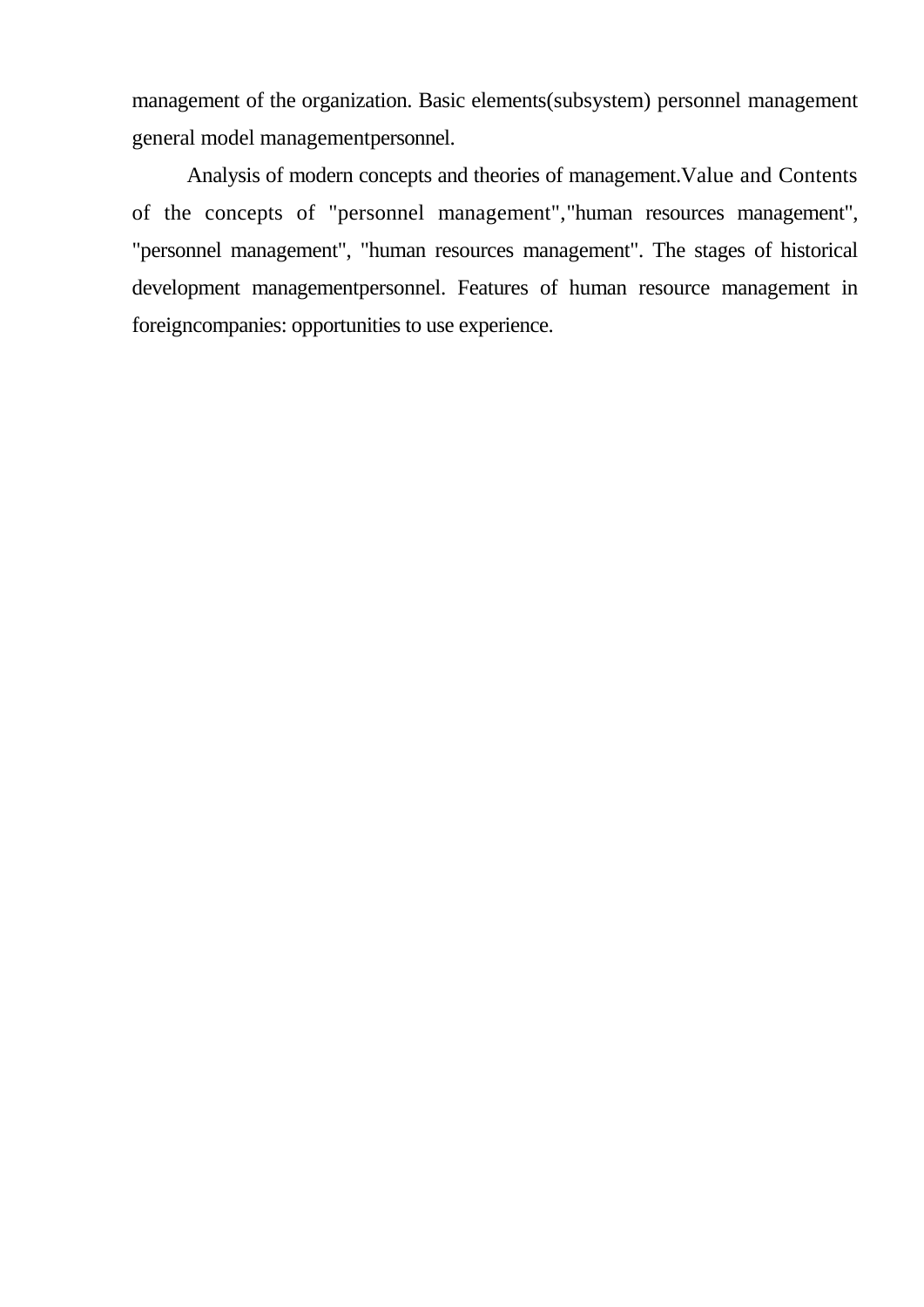management of the organization. Basic elements(subsystem) personnel management general model managementpersonnel.

Analysis of modern concepts and theories of management.Value and Contents of the concepts of "personnel management","human resources management", "personnel management", "human resources management". The stages of historical development managementpersonnel. Features of human resource management in foreigncompanies: opportunities to use experience.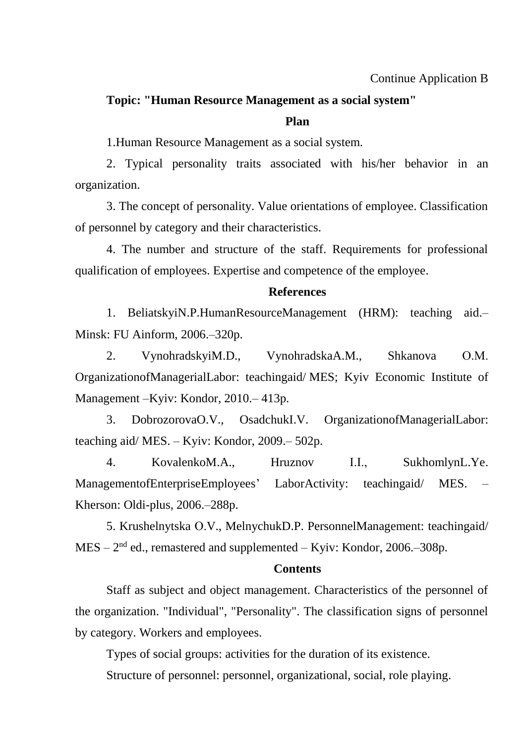Continue Application B

**Topic: "Human Resource Management as a social system"**

**Plan**

1.Human Resource Management as a social system.

2. Typical personality traits associated with his/her behavior in an organization.

3. The concept of personality. Value orientations of employee. Classification of personnel by category and their characteristics.

4. The number and structure of the staff. Requirements for professional qualification of employees. Expertise and competence of the employee.

**References**

1. BeliatskyiN.P.HumanResourceManagement (HRM): teaching aid.– Minsk: FU Ainform, 2006.–320p.

2. VynohradskyiM.D., VynohradskaA.M., Shkanova O.M. OrganizationofManagerialLabor: teachingaid/ MES; Kyiv Economic Institute of Management –Kyiv: Kondor, 2010.– 413p.

3. DobrozorovaO.V., OsadchukI.V. OrganizationofManagerialLabor: teaching aid/ MES. – Kyiv: Kondor, 2009.– 502p.

4. KovalenkoM.A., Hruznov I.I., SukhomlynL.Ye. ManagementofEnterpriseEmployees' LaborActivity: teachingaid/ MES. – Kherson: Oldi-plus, 2006.–288p.

5. Krushelnytska O.V., MelnychukD.P. PersonnelManagement: teachingaid/ MES – 2nd ed., remastered and supplemented – Kyiv: Kondor, 2006.–308p.

**Contents**

Staff as subject and object management. Characteristics of the personnel of the organization. "Individual", "Personality". The classification signs of personnel by category. Workers and employees.

Types of social groups: activities for the duration of its existence.

Structure of personnel: personnel, organizational, social, role playing.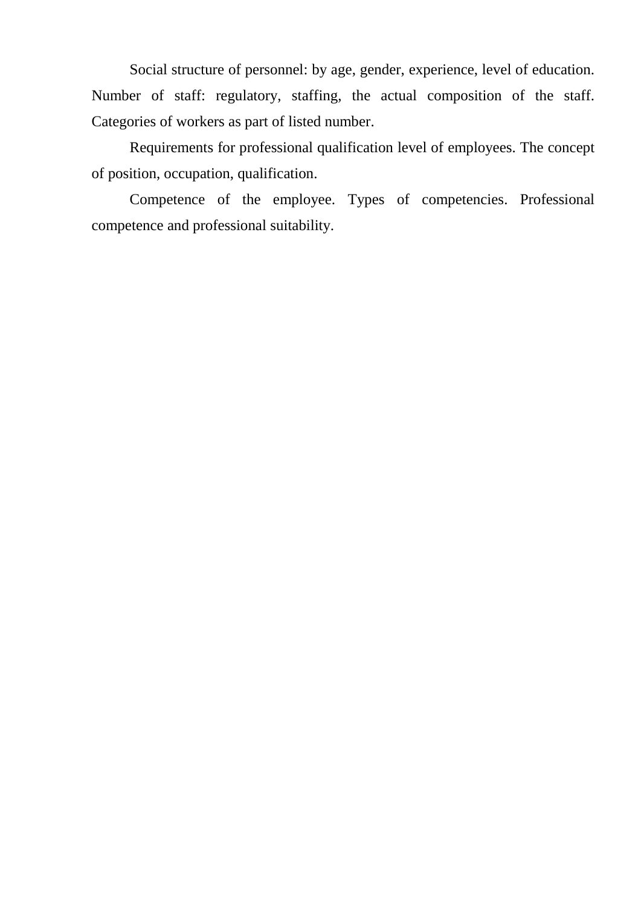Social structure of personnel: by age, gender, experience, level of education. Number of staff: regulatory, staffing, the actual composition of the staff. Categories of workers as part of listed number.

Requirements for professional qualification level of employees. The concept of position, occupation, qualification.

Competence of the employee. Types of competencies. Professional competence and professional suitability.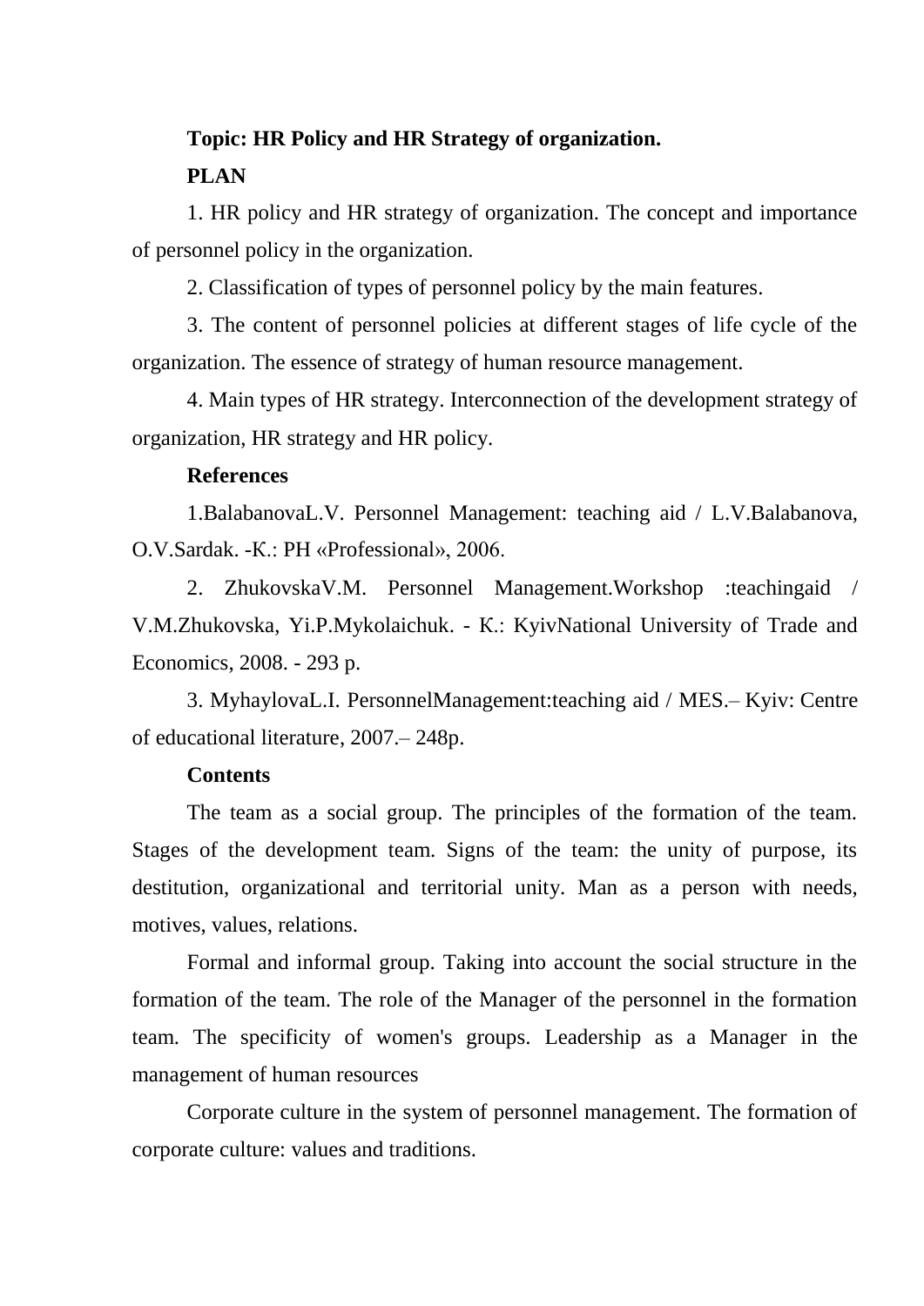**Topic: HR Policy and HR Strategy of organization.**

**PLAN**

1. HR policy and HR strategy of organization. The concept and importance of personnel policy in the organization.

2. Classification of types of personnel policy by the main features.

3. The content of personnel policies at different stages of life cycle of the organization. The essence of strategy of human resource management.

4. Main types of HR strategy. Interconnection of the development strategy of organization, HR strategy and HR policy.

**References**

1.BalabanovaL.V. Personnel Management: teaching aid / L.V.Balabanova, O.V.Sardak. -К.: PH «Professional», 2006.

2. ZhukovskaV.M. Personnel Management.Workshop :teachingaid / V.M.Zhukovska, Yi.P.Mykolaichuk. - К.: KyivNational University of Trade and Economics, 2008. - 293 p.

3. MyhaylovaL.I. PersonnelManagement:teaching aid / MES.– Kyiv: Centre of educational literature, 2007.– 248p.

**Contents**

The team as a social group. The principles of the formation of the team. Stages of the development team. Signs of the team: the unity of purpose, its destitution, organizational and territorial unity. Man as a person with needs, motives, values, relations.

Formal and informal group. Taking into account the social structure in the formation of the team. The role of the Manager of the personnel in the formation team. The specificity of women's groups. Leadership as a Manager in the management of human resources

Corporate culture in the system of personnel management. The formation of corporate culture: values and traditions.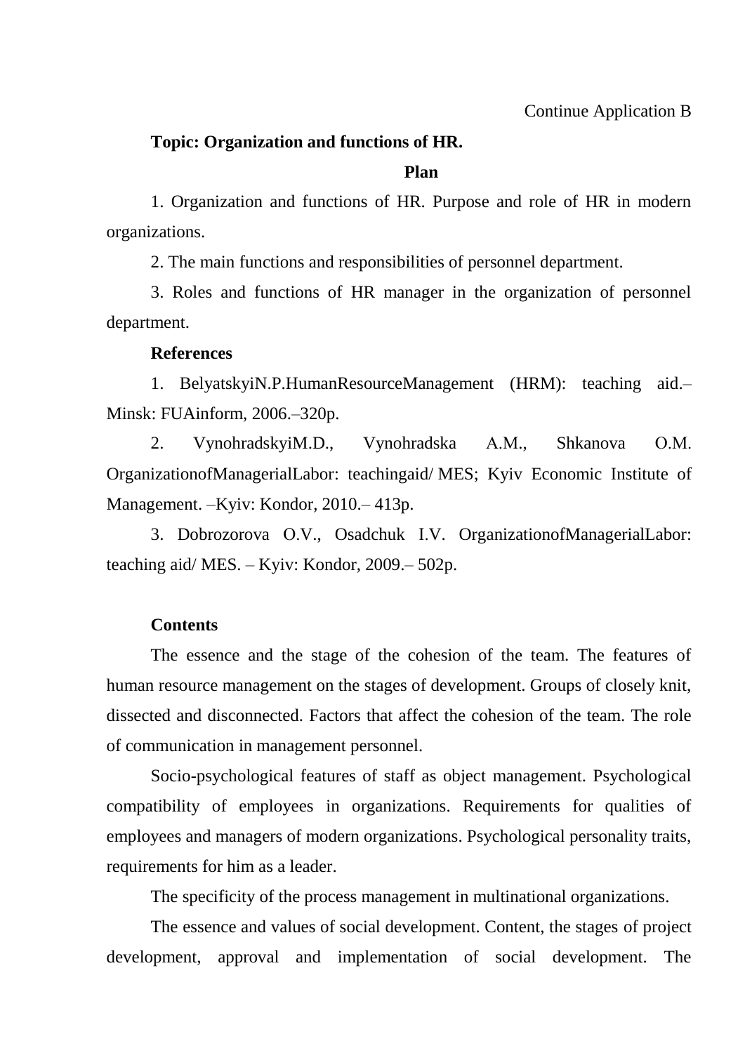Continue Application B

**Topic: Organization and functions of HR.**

**Plan**

1. Organization and functions of HR. Purpose and role of HR in modern organizations.

2. The main functions and responsibilities of personnel department.

3. Roles and functions of HR manager in the organization of personnel department.

**References**

1. BelyatskyiN.P.HumanResourceManagement (HRM): teaching aid.– Minsk: FUAinform, 2006.–320p.

2. VynohradskyiM.D., Vynohradska A.M., Shkanova O.M. OrganizationofManagerialLabor: teachingaid/ MES; Kyiv Economic Institute of Management. –Kyiv: Kondor, 2010.– 413p.

3. Dobrozorova O.V., Osadchuk I.V. OrganizationofManagerialLabor: teaching aid/ MES. – Kyiv: Kondor, 2009.– 502p.

**Contents**

The essence and the stage of the cohesion of the team. The features of human resource management on the stages of development. Groups of closely knit, dissected and disconnected. Factors that affect the cohesion of the team. The role of communication in management personnel.

Socio-psychological features of staff as object management. Psychological compatibility of employees in organizations. Requirements for qualities of employees and managers of modern organizations. Psychological personality traits, requirements for him as a leader.

The specificity of the process management in multinational organizations.

The essence and values of social development. Content, the stages of project development, approval and implementation of social development. The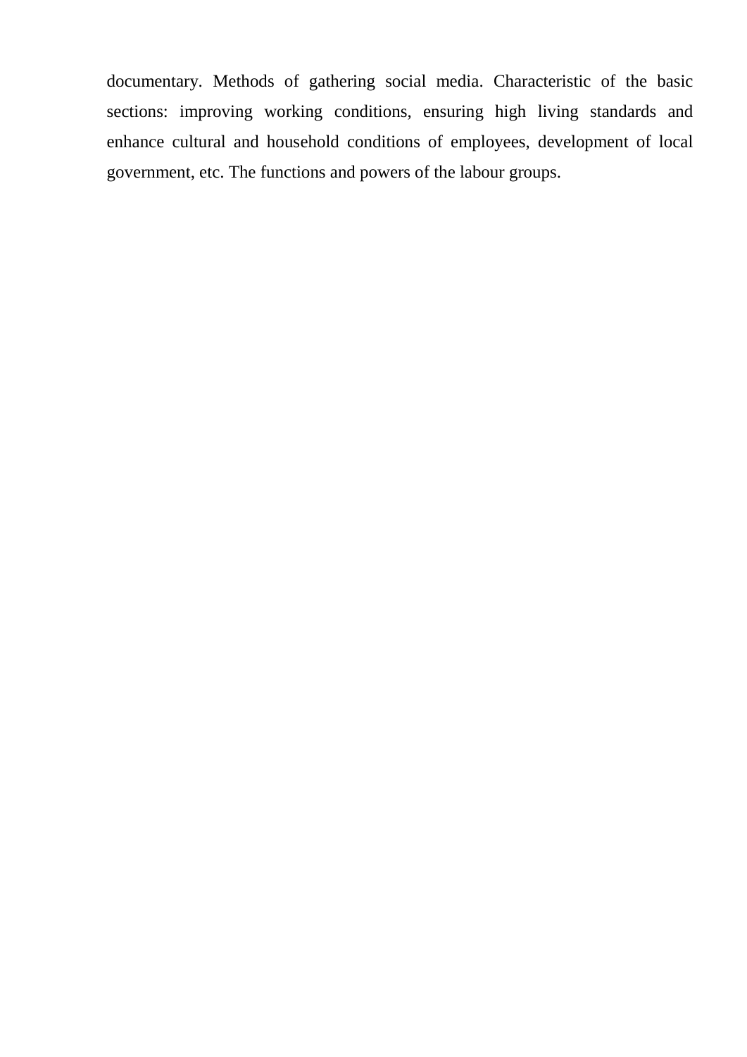documentary. Methods of gathering social media. Characteristic of the basic sections: improving working conditions, ensuring high living standards and enhance cultural and household conditions of employees, development of local government, etc. The functions and powers of the labour groups.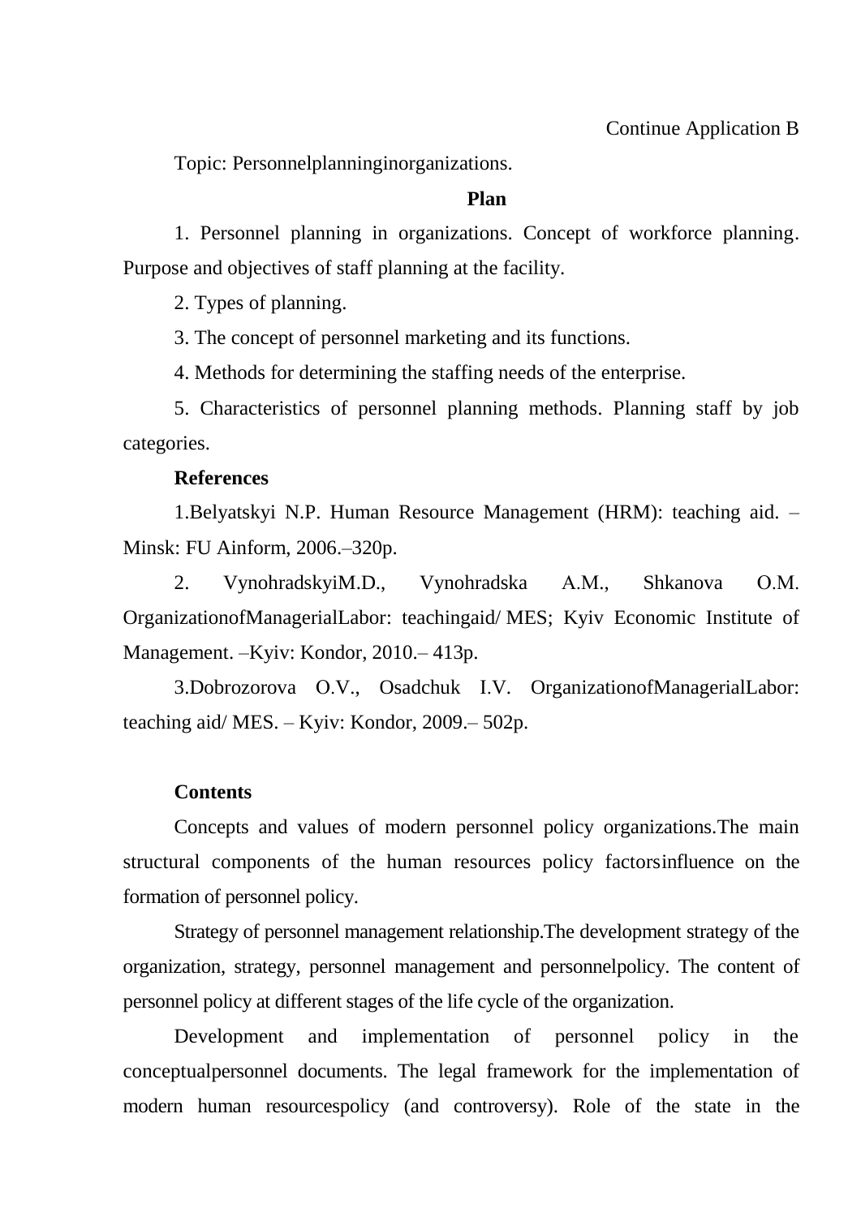Continue Application B

Topic: Personnelplanninginorganizations.

**Plan**

1. Personnel planning in organizations. Concept of workforce planning. Purpose and objectives of staff planning at the facility.

2. Types of planning.

3. The concept of personnel marketing and its functions.

4. Methods for determining the staffing needs of the enterprise.

5. Characteristics of personnel planning methods. Planning staff by job categories.

**References**

1.Belyatskyi N.P. Human Resource Management (HRM): teaching aid. – Minsk: FU Ainform, 2006.–320p.

2. VynohradskyiM.D., Vynohradska A.M., Shkanova O.M. OrganizationofManagerialLabor: teachingaid/ MES; Kyiv Economic Institute of Management. –Kyiv: Kondor, 2010.– 413p.

3.Dobrozorova O.V., Osadchuk I.V. OrganizationofManagerialLabor: teaching aid/ MES. – Kyiv: Kondor, 2009.– 502p.

**Contents**

Concepts and values of modern personnel policy organizations.The main structural components of the human resources policy factorsinfluence on the formation of personnel policy.

Strategy of personnel management relationship.The development strategy of the organization, strategy, personnel management and personnelpolicy. The content of personnel policy at different stages of the life cycle of the organization.

Development and implementation of personnel policy in the conceptualpersonnel documents. The legal framework for the implementation of modern human resourcespolicy (and controversy). Role of the state in the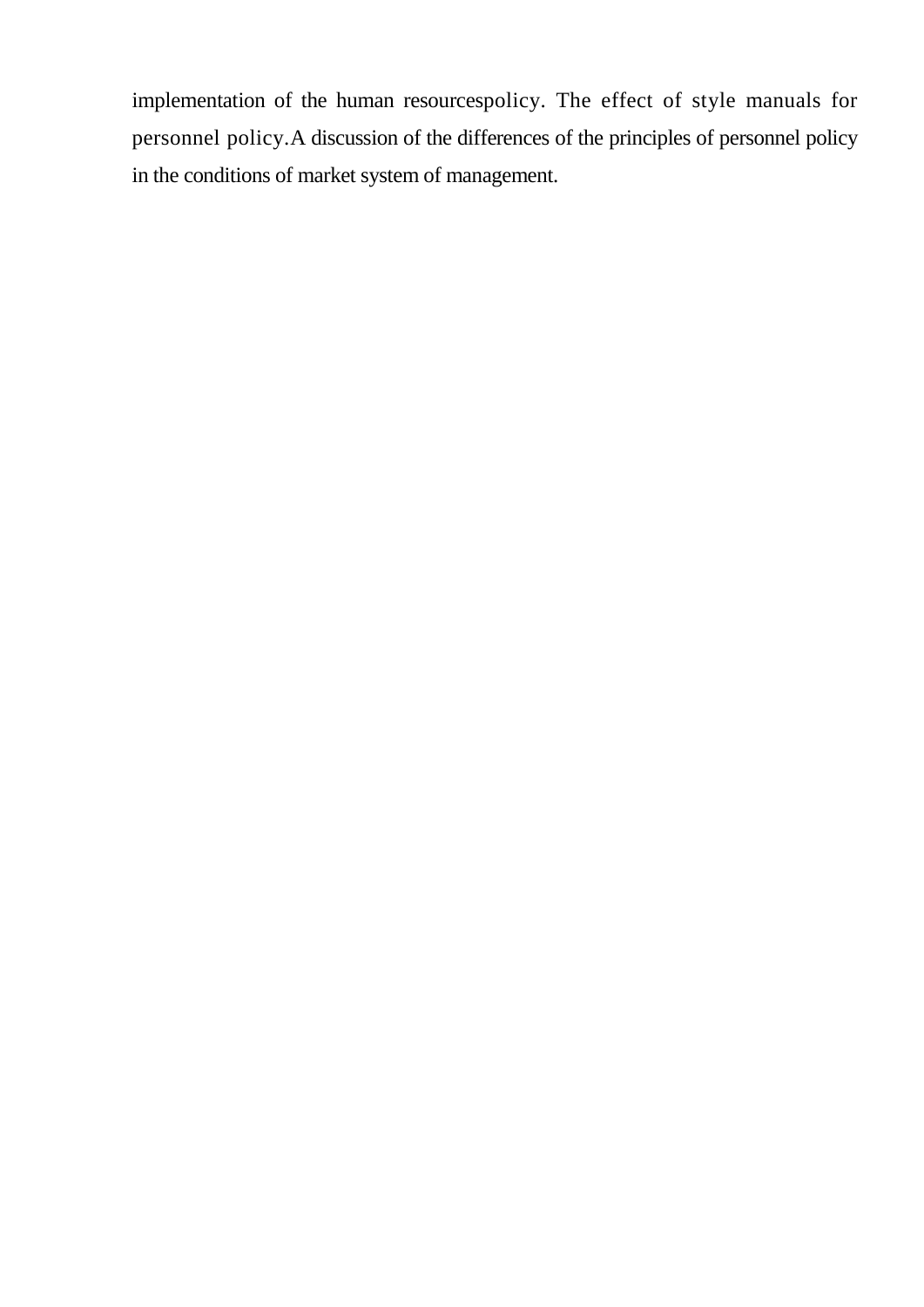implementation of the human resourcespolicy. The effect of style manuals for personnel policy.A discussion of the differences of the principles of personnel policy in the conditions of market system of management.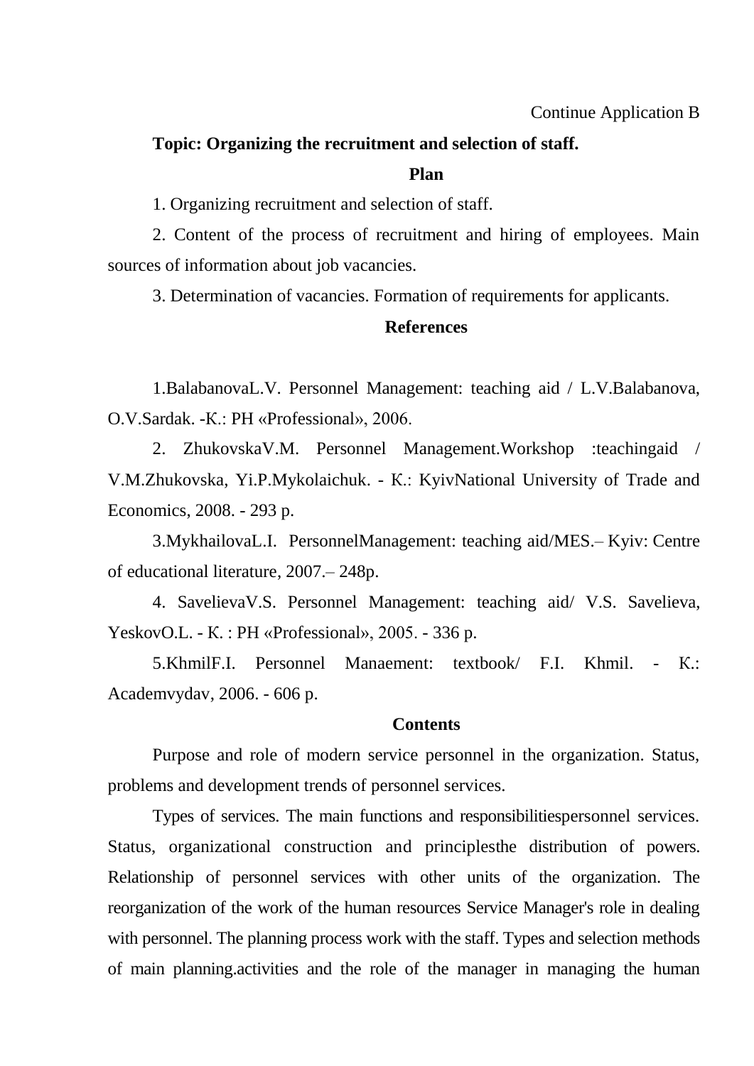Continue Application B

**Topic: Organizing the recruitment and selection of staff.**

**Plan**

1. Organizing recruitment and selection of staff.

2. Content of the process of recruitment and hiring of employees. Main sources of information about job vacancies.

3. Determination of vacancies. Formation of requirements for applicants.

**References**

1.BalabanovaL.V. Personnel Management: teaching aid / L.V.Balabanova, O.V.Sardak. -K.: PH «Professional», 2006.

2. ZhukovskaV.M. Personnel Management.Workshop :teachingaid / V.M.Zhukovska, Yi.P.Mykolaichuk. - K.: KyivNational University of Trade and Economics, 2008. - 293 p.

3.MykhailovaL.I. PersonnelManagement: teaching aid/MES.– Kyiv: Centre of educational literature, 2007.– 248p.

4. SavelievaV.S. Personnel Management: teaching aid/ V.S. Savelieva, YeskovO.L. - K. : PH «Professional», 2005. - 336 p.

5.KhmilF.I. Personnel Manaement: textbook/ F.I. Khmil. - K.: Academvydav, 2006. - 606 p.

**Contents**

Purpose and role of modern service personnel in the organization. Status, problems and development trends of personnel services.

Types of services. The main functions and responsibilitiespersonnel services. Status, organizational construction and principlesthe distribution of powers. Relationship of personnel services with other units of the organization. The reorganization of the work of the human resources Service Manager's role in dealing with personnel. The planning process work with the staff. Types and selection methods of main planning.activities and the role of the manager in managing the human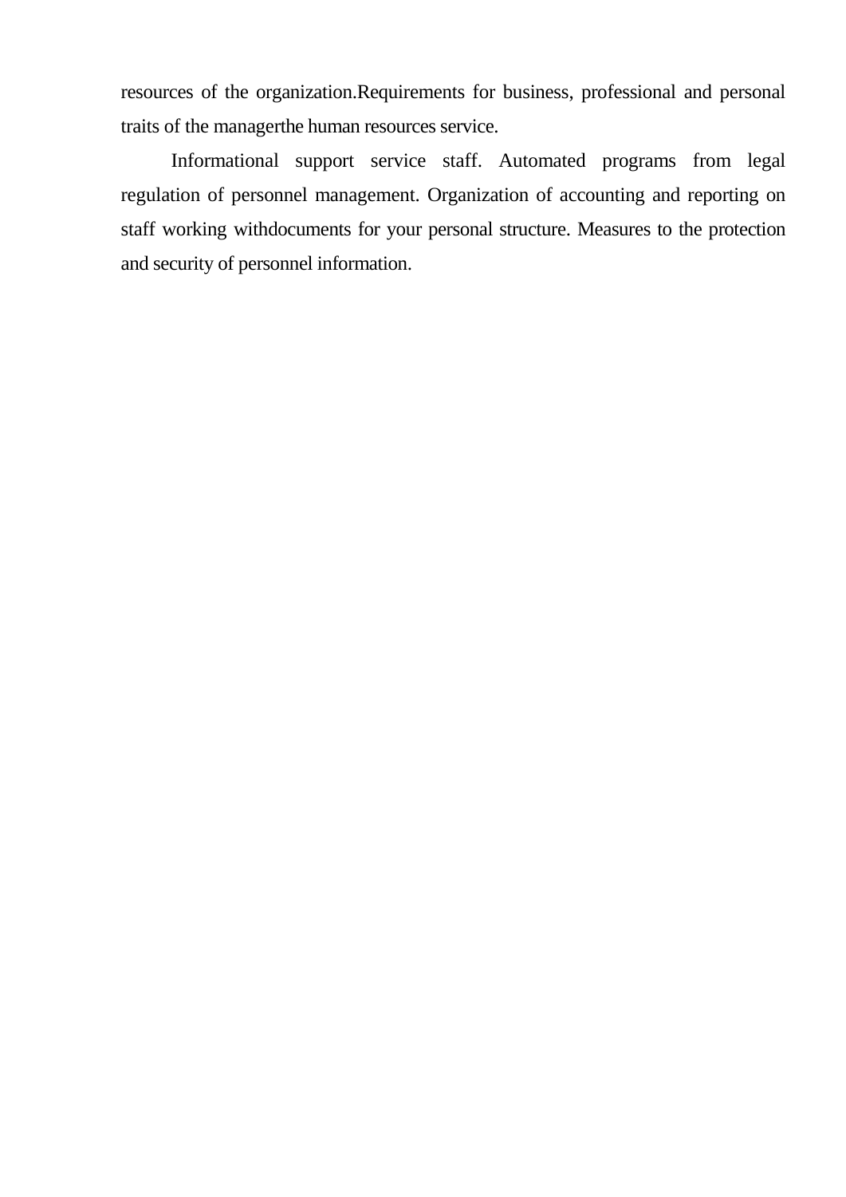resources of the organization.Requirements for business, professional and personal traits of the managerthe human resources service.

Informational support service staff. Automated programs from legal regulation of personnel management. Organization of accounting and reporting on staff working withdocuments for your personal structure. Measures to the protection and security of personnel information.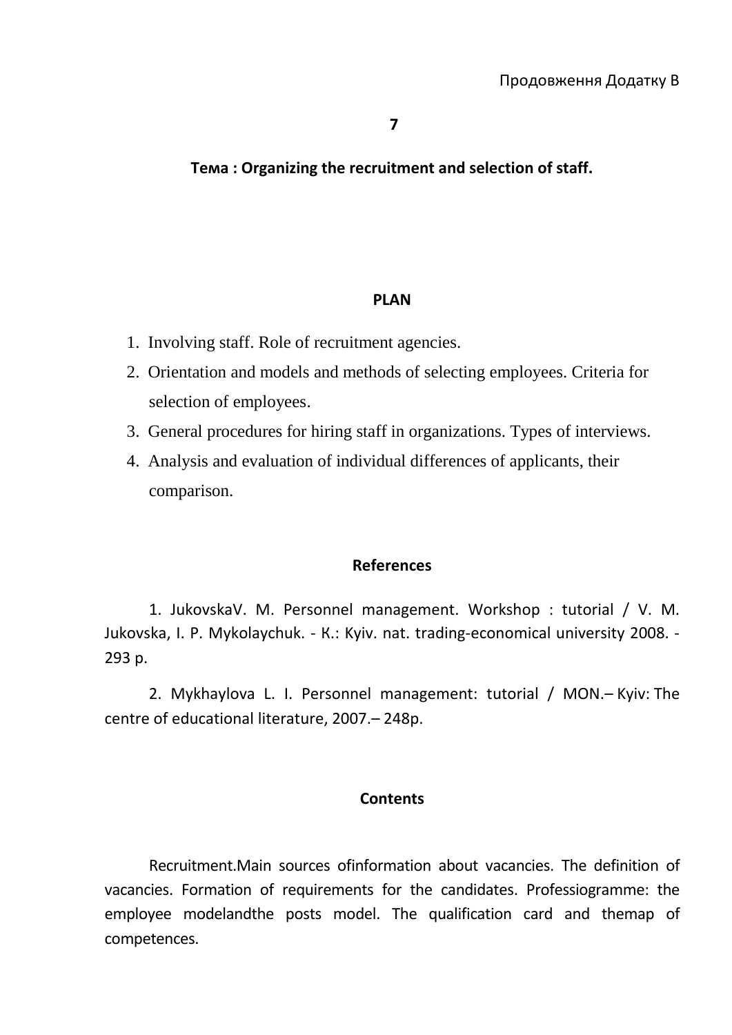Продовження Додатку В

**7**

**Тема : Organizing the recruitment and selection of staff.**

**PLAN**

1. Involving staff. Role of recruitment agencies.
2. Orientation and models and methods of selecting employees. Criteria for selection of employees.
3. General procedures for hiring staff in organizations. Types of interviews.
4. Analysis and evaluation of individual differences of applicants, their comparison.

**References**

1. JukovskaV. M. Personnel management. Workshop : tutorial / V. M. Jukovska, I. P. Mykolaychuk. - К.: Kyiv. nat. trading-economical university 2008. - 293 p.

2. Mykhaylova L. I. Personnel management: tutorial / MON.– Kyiv: The centre of educational literature, 2007.– 248p.

**Contents**

Recruitment.Main sources ofinformation about vacancies. The definition of vacancies. Formation of requirements for the candidates. Professiogramme: the employee modelandthe posts model. The qualification card and themap of competences.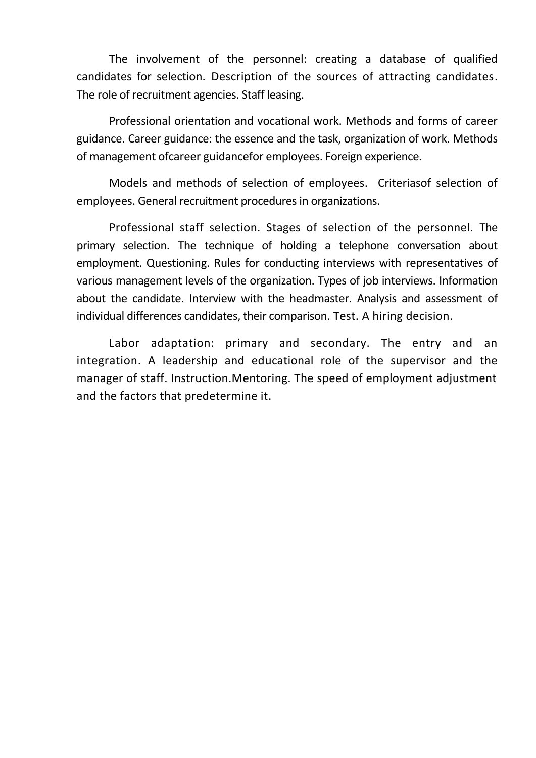The involvement of the personnel: creating a database of qualified candidates for selection. Description of the sources of attracting candidates. The role of recruitment agencies. Staff leasing.

Professional orientation and vocational work. Methods and forms of career guidance. Career guidance: the essence and the task, organization of work. Methods of management ofcareer guidancefor employees. Foreign experience.

Models and methods of selection of employees. Criteriasof selection of employees. General recruitment procedures in organizations.

Professional staff selection. Stages of selection of the personnel. The primary selection. The technique of holding a telephone conversation about employment. Questioning. Rules for conducting interviews with representatives of various management levels of the organization. Types of job interviews. Information about the candidate. Interview with the headmaster. Analysis and assessment of individual differences candidates, their comparison. Test. A hiring decision.

Labor adaptation: primary and secondary. The entry and an integration. A leadership and educational role of the supervisor and the manager of staff. Instruction.Mentoring. The speed of employment adjustment and the factors that predetermine it.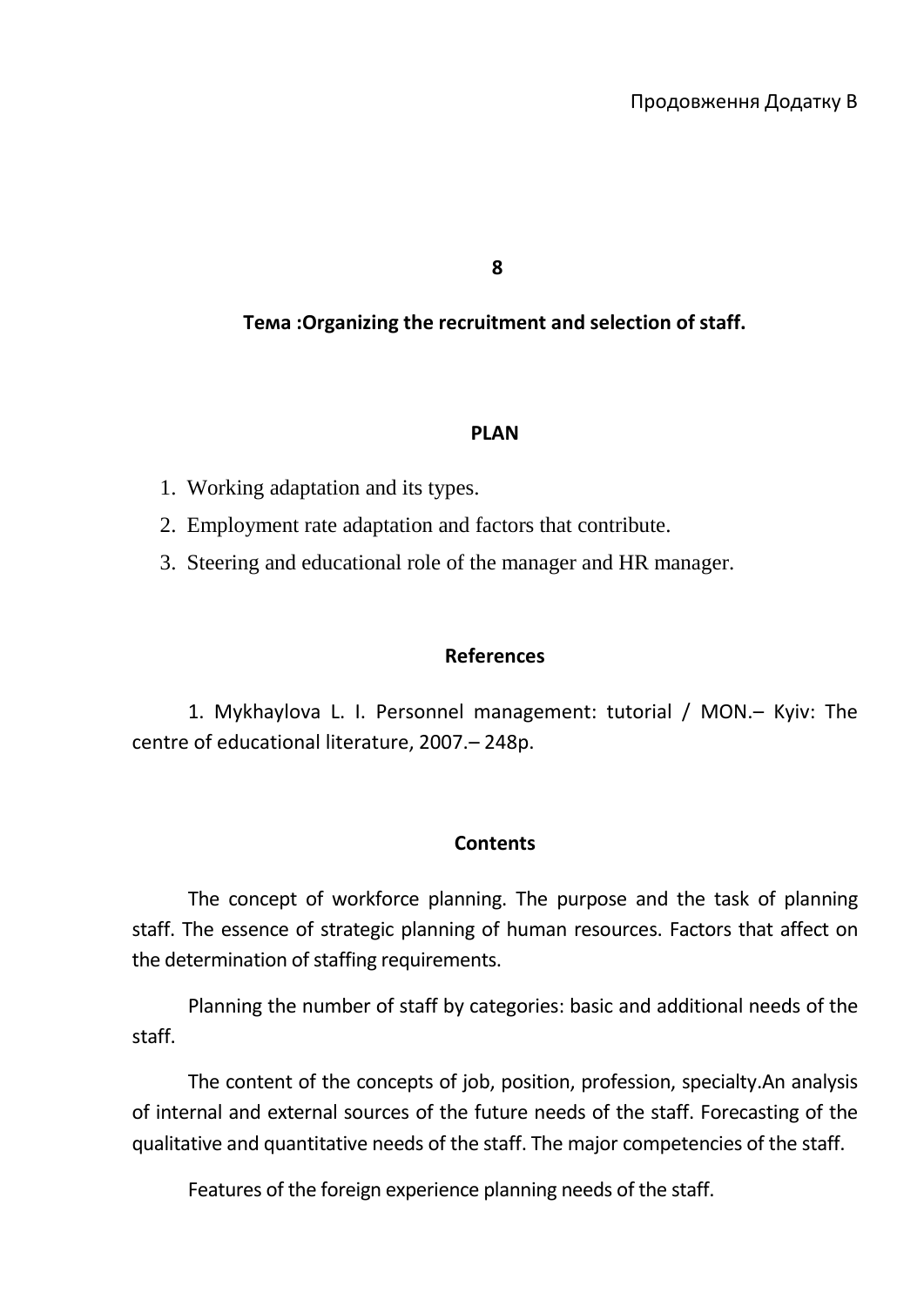Продовження Додатку В

**8**

**Тема :Organizing the recruitment and selection of staff.**

**PLAN**

1. Working adaptation and its types.
2. Employment rate adaptation and factors that contribute.
3. Steering and educational role of the manager and HR manager.

**References**

1. Mykhaylova L. I. Personnel management: tutorial / MON.– Kyiv: The centre of educational literature, 2007.– 248p.

**Contents**

The concept of workforce planning. The purpose and the task of planning staff. The essence of strategic planning of human resources. Factors that affect on the determination of staffing requirements.

Planning the number of staff by categories: basic and additional needs of the staff.

The content of the concepts of job, position, profession, specialty.An analysis of internal and external sources of the future needs of the staff. Forecasting of the qualitative and quantitative needs of the staff. The major competencies of the staff.

Features of the foreign experience planning needs of the staff.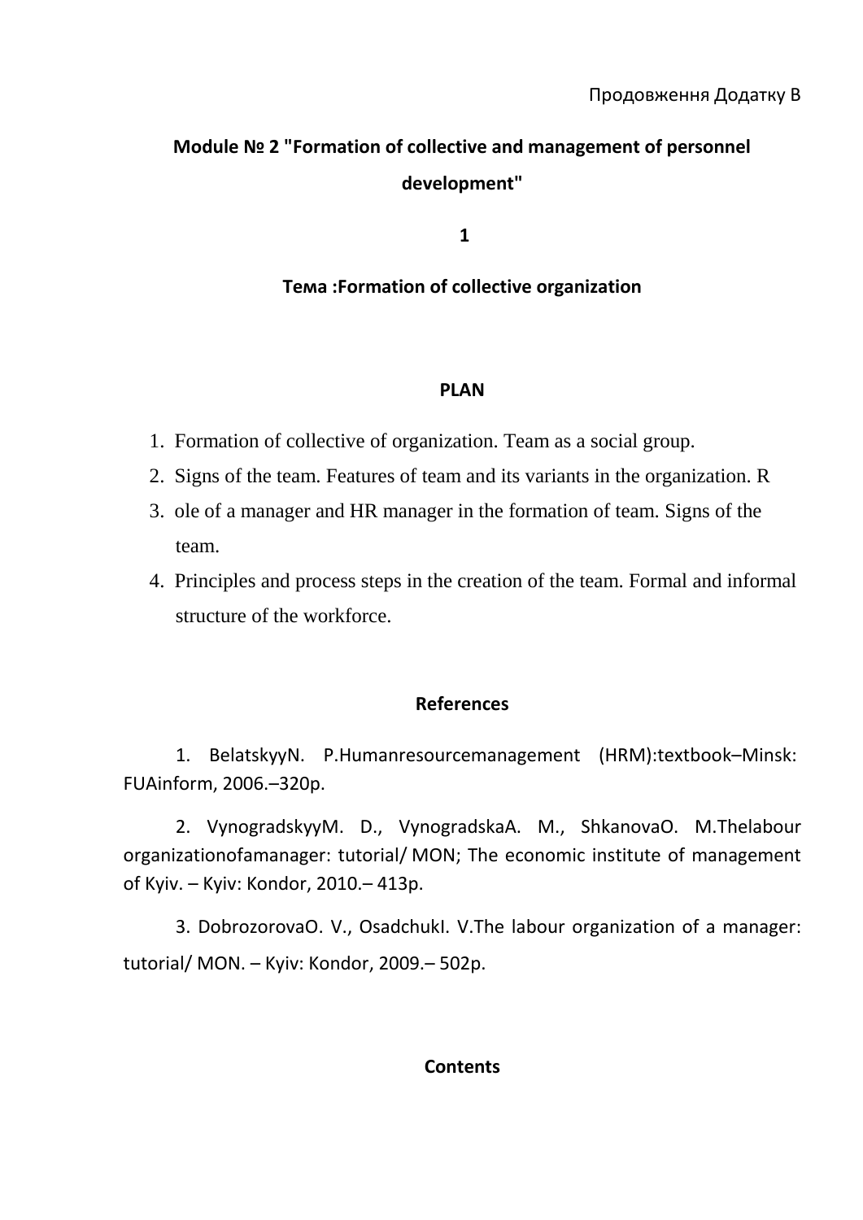Продовження Додатку В

## Module № 2 "Formation of collective and management of personnel development"

**1**

### Тема :Formation of collective organization

**PLAN**

1. Formation of collective of organization. Team as a social group.
2. Signs of the team. Features of team and its variants in the organization. R
3. ole of a manager and HR manager in the formation of team. Signs of the team.
4. Principles and process steps in the creation of the team. Formal and informal structure of the workforce.

**References**

1. BelatskyyN. P.Humanresourcemanagement (HRM):textbook–Minsk: FUAinform, 2006.–320p.

2. VynogradskyyM. D., VynogradskaA. M., ShkanovaO. M.Thelabour organizationofamanager: tutorial/ MON; The economic institute of management of Kyiv. – Kyiv: Kondor, 2010.– 413p.

3. DobrozorovaO. V., OsadchukI. V.The labour organization of a manager: tutorial/ MON. – Kyiv: Kondor, 2009.– 502p.

**Contents**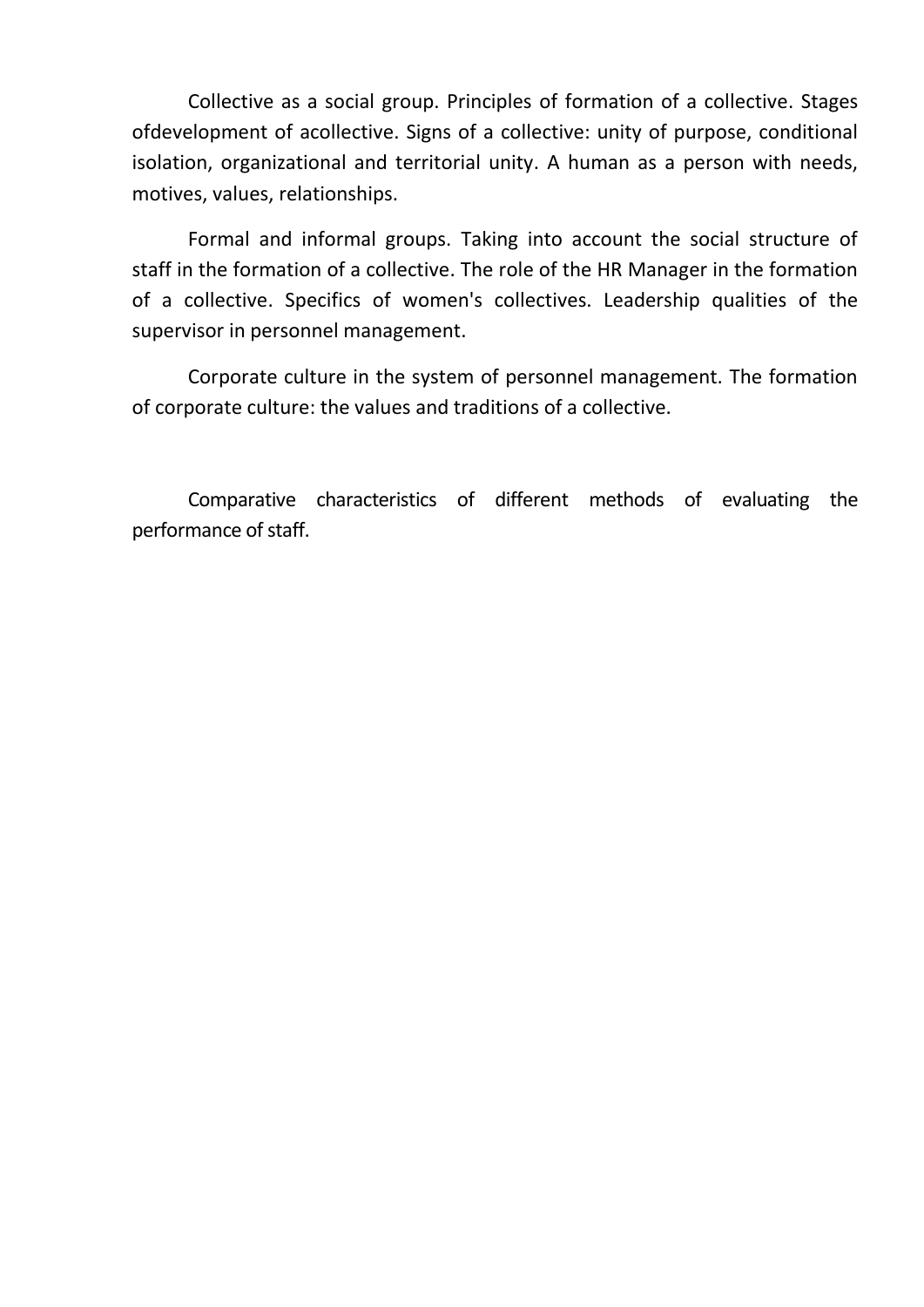Collective as a social group. Principles of formation of a collective. Stages ofdevelopment of acollective. Signs of a collective: unity of purpose, conditional isolation, organizational and territorial unity. A human as a person with needs, motives, values, relationships.

Formal and informal groups. Taking into account the social structure of staff in the formation of a collective. The role of the HR Manager in the formation of a collective. Specifics of women's collectives. Leadership qualities of the supervisor in personnel management.

Corporate culture in the system of personnel management. The formation of corporate culture: the values and traditions of a collective.

Comparative characteristics of different methods of evaluating the performance of staff.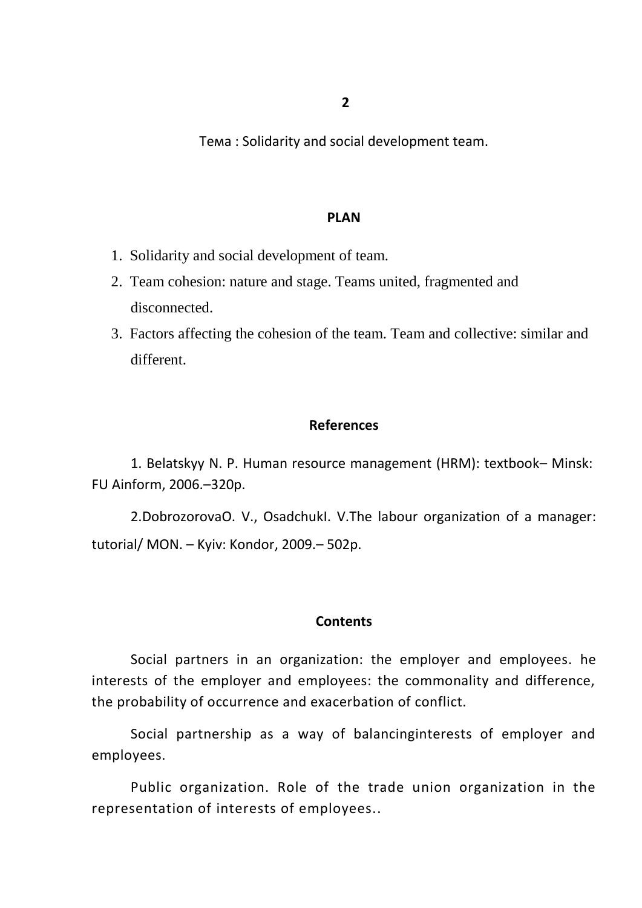## 2

Тема : Solidarity and social development team.

### PLAN

1. Solidarity and social development of team.
2. Team cohesion: nature and stage. Teams united, fragmented and disconnected.
3. Factors affecting the cohesion of the team. Team and collective: similar and different.

### References

1. Belatskyy N. P. Human resource management (HRM): textbook– Minsk: FU Ainform, 2006.–320p.

2.DobrozorovaO. V., OsadchukI. V.The labour organization of a manager: tutorial/ MON. – Kyiv: Kondor, 2009.– 502p.

### Contents

Social partners in an organization: the employer and employees. he interests of the employer and employees: the commonality and difference, the probability of occurrence and exacerbation of conflict.

Social partnership as a way of balancinginterests of employer and employees.

Public organization. Role of the trade union organization in the representation of interests of employees..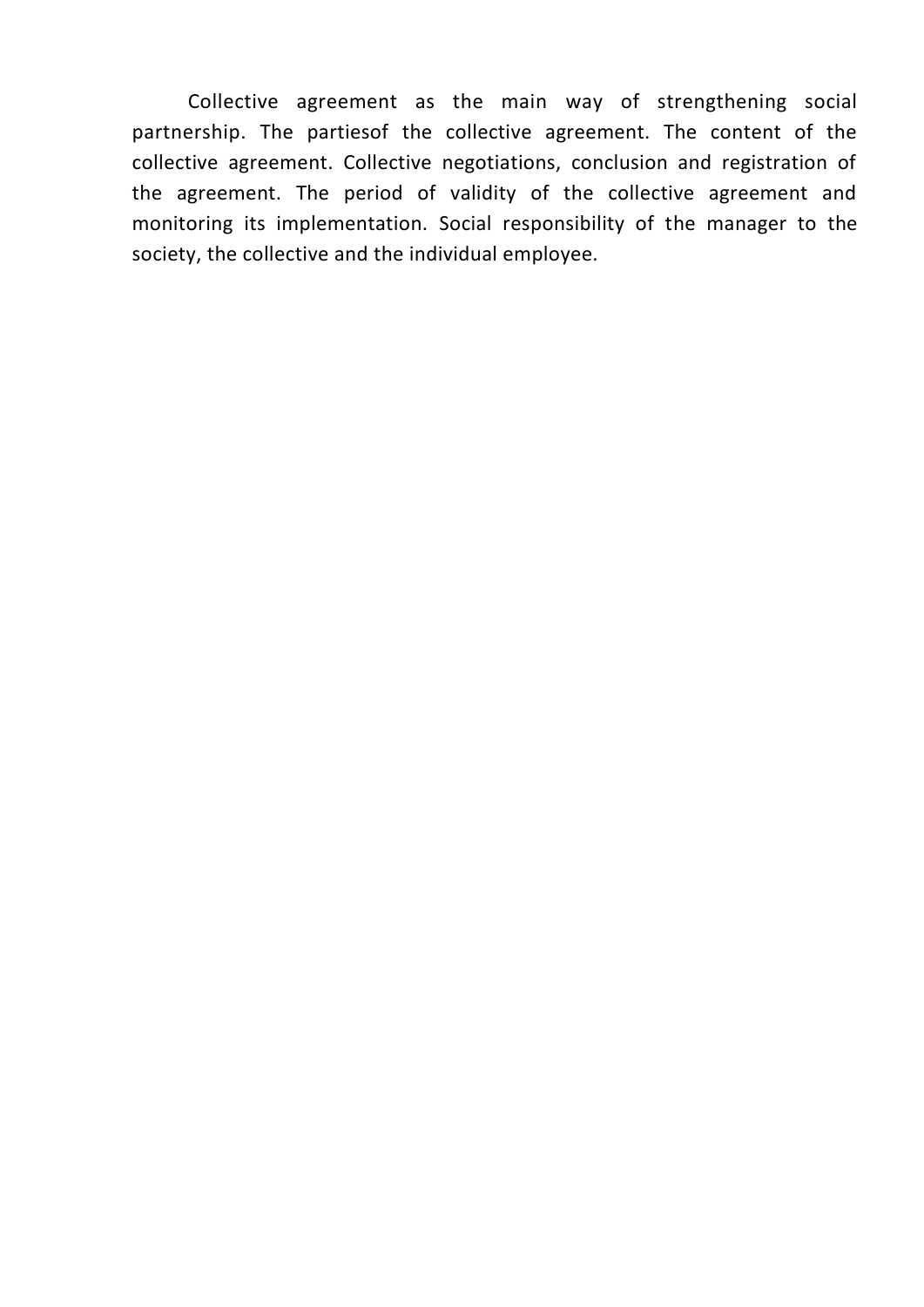Collective agreement as the main way of strengthening social partnership. The partiesof the collective agreement. The content of the collective agreement. Collective negotiations, conclusion and registration of the agreement. The period of validity of the collective agreement and monitoring its implementation. Social responsibility of the manager to the society, the collective and the individual employee.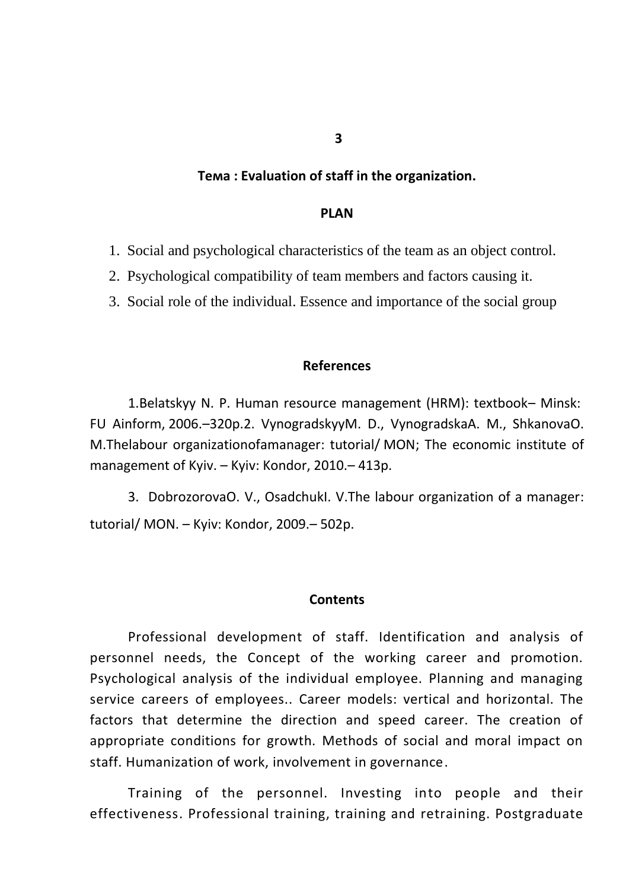## 3

### Тема : Evaluation of staff in the organization.

**PLAN**

1. Social and psychological characteristics of the team as an object control.
2. Psychological compatibility of team members and factors causing it.
3. Social role of the individual. Essence and importance of the social group

**References**

1.Belatskyy N. P. Human resource management (HRM): textbook– Minsk: FU Ainform, 2006.–320p.2. VynogradskyyM. D., VynogradskaA. M., ShkanovaO. M.Thelabour organizationofamanager: tutorial/ MON; The economic institute of management of Kyiv. – Kyiv: Kondor, 2010.– 413p.

3. DobrozorovaO. V., OsadchukI. V.The labour organization of a manager: tutorial/ MON. – Kyiv: Kondor, 2009.– 502p.

**Contents**

Professional development of staff. Identification and analysis of personnel needs, the Concept of the working career and promotion. Psychological analysis of the individual employee. Planning and managing service careers of employees.. Career models: vertical and horizontal. The factors that determine the direction and speed career. The creation of appropriate conditions for growth. Methods of social and moral impact on staff. Humanization of work, involvement in governance.

Training of the personnel. Investing into people and their effectiveness. Professional training, training and retraining. Postgraduate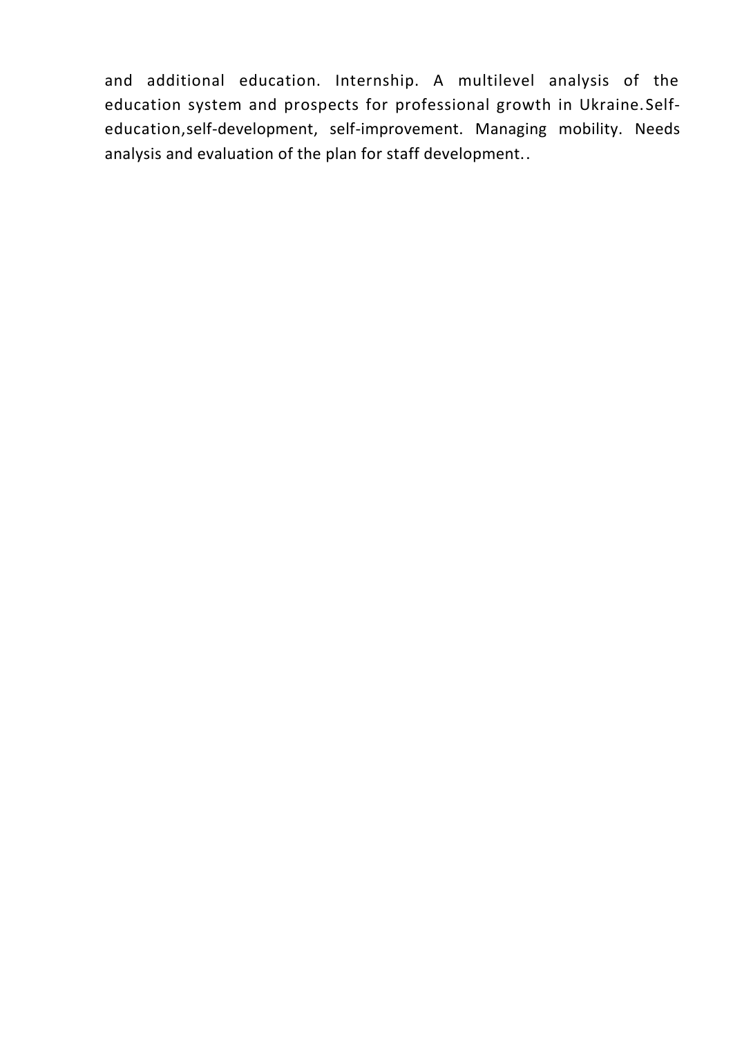and additional education. Internship. A multilevel analysis of the education system and prospects for professional growth in Ukraine. Self-education,self-development, self-improvement. Managing mobility. Needs analysis and evaluation of the plan for staff development..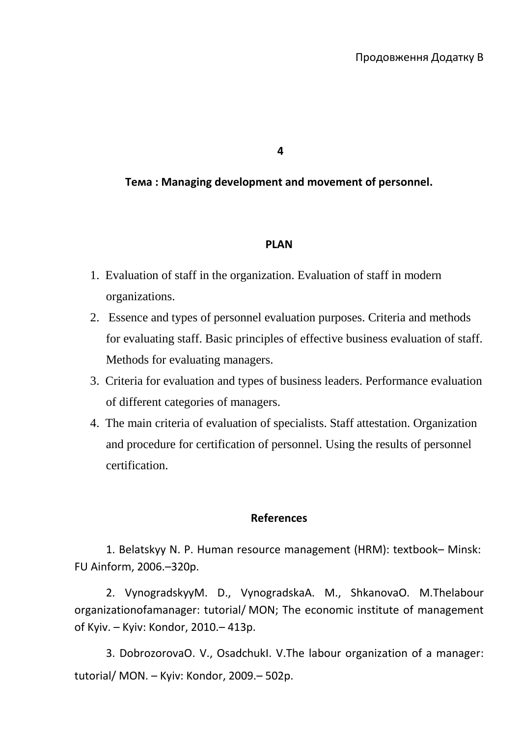Продовження Додатку В

**4**

**Тема : Managing development and movement of personnel.**

**PLAN**

1. Evaluation of staff in the organization. Evaluation of staff in modern organizations.
2. Essence and types of personnel evaluation purposes. Criteria and methods for evaluating staff. Basic principles of effective business evaluation of staff. Methods for evaluating managers.
3. Criteria for evaluation and types of business leaders. Performance evaluation of different categories of managers.
4. The main criteria of evaluation of specialists. Staff attestation. Organization and procedure for certification of personnel. Using the results of personnel certification.

**References**

1. Belatskyy N. P. Human resource management (HRM): textbook– Minsk: FU Ainform, 2006.–320p.

2. VynogradskyyM. D., VynogradskaA. M., ShkanovaO. M.Thelabour organizationofamanager: tutorial/ MON; The economic institute of management of Kyiv. – Kyiv: Kondor, 2010.– 413p.

3. DobrozorovaO. V., OsadchukI. V.The labour organization of a manager: tutorial/ MON. – Kyiv: Kondor, 2009.– 502p.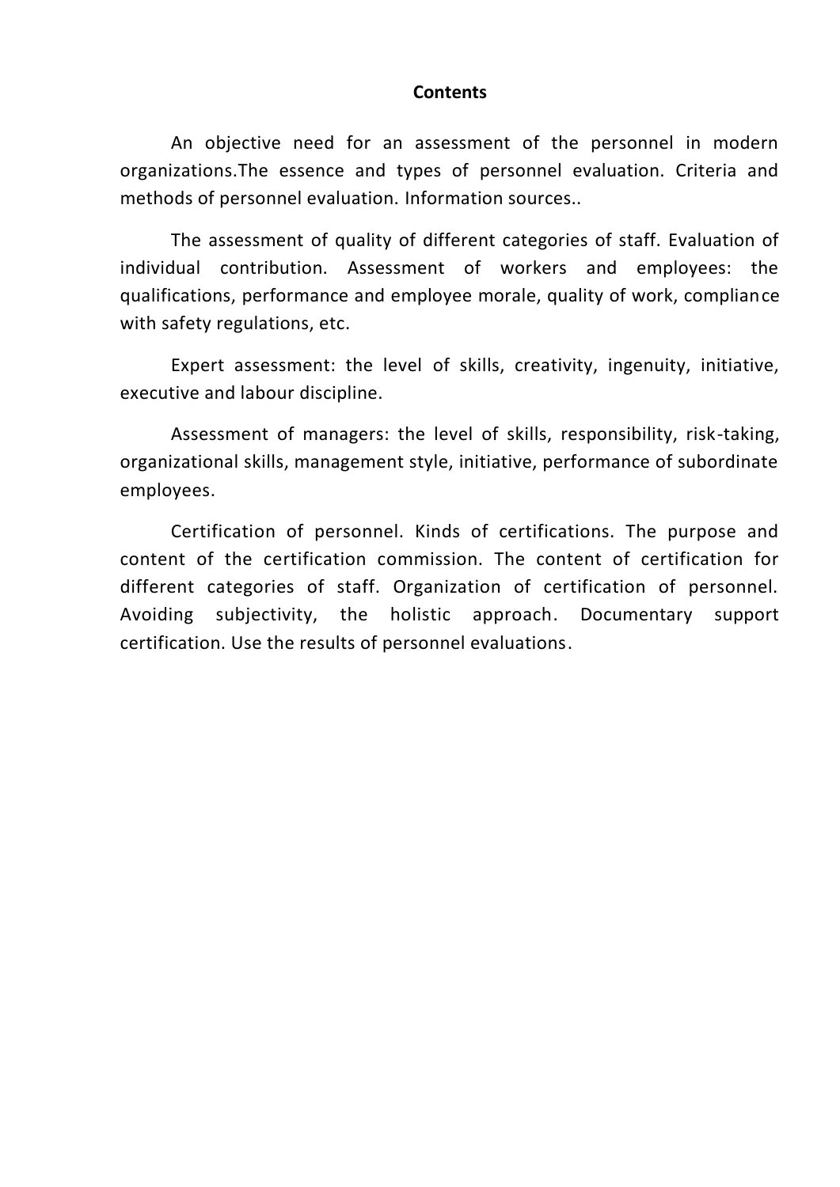**Contents**

An objective need for an assessment of the personnel in modern organizations.The essence and types of personnel evaluation. Criteria and methods of personnel evaluation. Information sources..

The assessment of quality of different categories of staff. Evaluation of individual contribution. Assessment of workers and employees: the qualifications, performance and employee morale, quality of work, compliance with safety regulations, etc.

Expert assessment: the level of skills, creativity, ingenuity, initiative, executive and labour discipline.

Assessment of managers: the level of skills, responsibility, risk-taking, organizational skills, management style, initiative, performance of subordinate employees.

Certification of personnel. Kinds of certifications. The purpose and content of the certification commission. The content of certification for different categories of staff. Organization of certification of personnel. Avoiding subjectivity, the holistic approach. Documentary support certification. Use the results of personnel evaluations.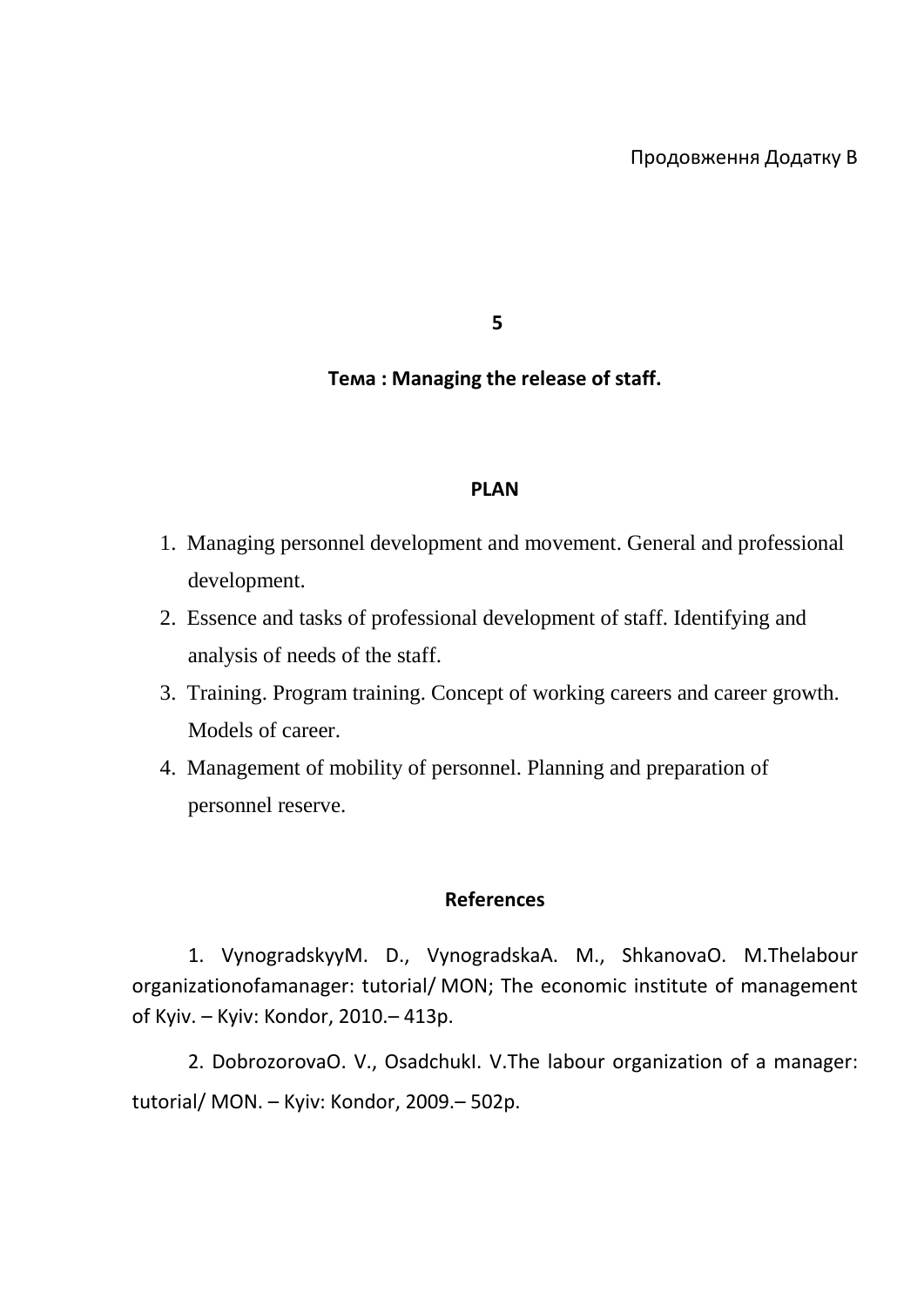Продовження Додатку В

**5**

**Тема : Managing the release of staff.**

**PLAN**

1. Managing personnel development and movement. General and professional development.
2. Essence and tasks of professional development of staff. Identifying and analysis of needs of the staff.
3. Training. Program training. Concept of working careers and career growth. Models of career.
4. Management of mobility of personnel. Planning and preparation of personnel reserve.

**References**

1. VynogradskyyM. D., VynogradskaA. M., ShkanovaO. M.Thelabour organizationofamanager: tutorial/ MON; The economic institute of management of Kyiv. – Kyiv: Kondor, 2010.– 413p.

2. DobrozorovaO. V., OsadchukI. V.The labour organization of a manager: tutorial/ MON. – Kyiv: Kondor, 2009.– 502p.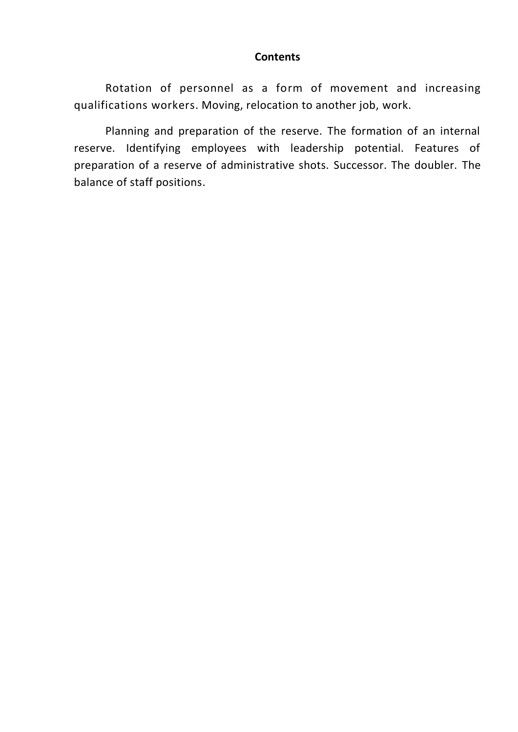**Contents**

Rotation of personnel as a form of movement and increasing qualifications workers. Moving, relocation to another job, work.

Planning and preparation of the reserve. The formation of an internal reserve. Identifying employees with leadership potential. Features of preparation of a reserve of administrative shots. Successor. The doubler. The balance of staff positions.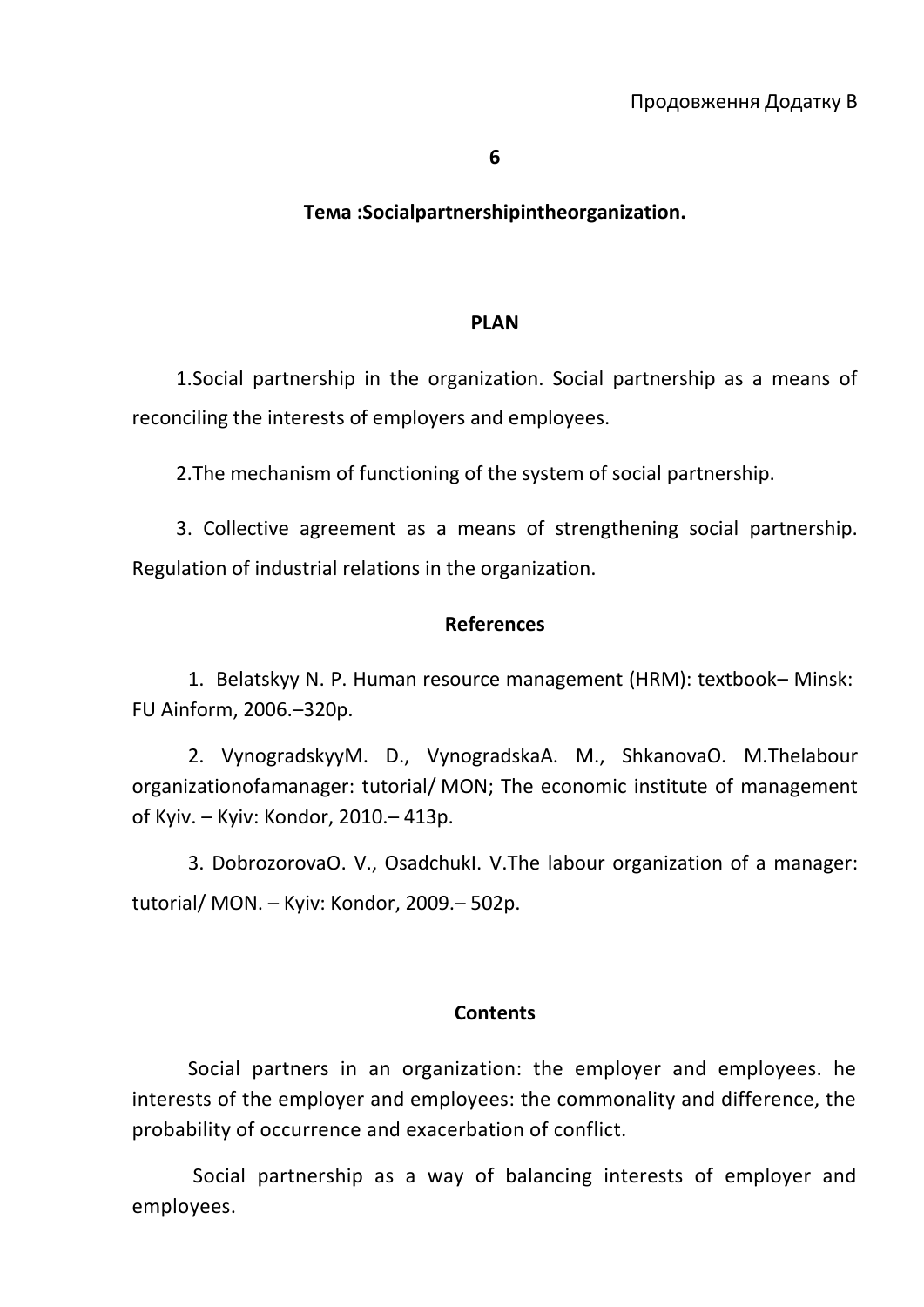Продовження Додатку В

6

**Тема :Socialpartnershipintheorganization.**

**PLAN**

1.Social partnership in the organization. Social partnership as a means of reconciling the interests of employers and employees.

2.The mechanism of functioning of the system of social partnership.

3. Collective agreement as a means of strengthening social partnership. Regulation of industrial relations in the organization.

**References**

1. Belatskyy N. P. Human resource management (HRM): textbook– Minsk: FU Ainform, 2006.–320p.

2. VynogradskyyM. D., VynogradskaA. M., ShkanovaO. M.Thelabour organizationofamanager: tutorial/ MON; The economic institute of management of Kyiv. – Kyiv: Kondor, 2010.– 413p.

3. DobrozorovaO. V., OsadchukI. V.The labour organization of a manager: tutorial/ MON. – Kyiv: Kondor, 2009.– 502p.

**Contents**

Social partners in an organization: the employer and employees. he interests of the employer and employees: the commonality and difference, the probability of occurrence and exacerbation of conflict.

Social partnership as a way of balancing interests of employer and employees.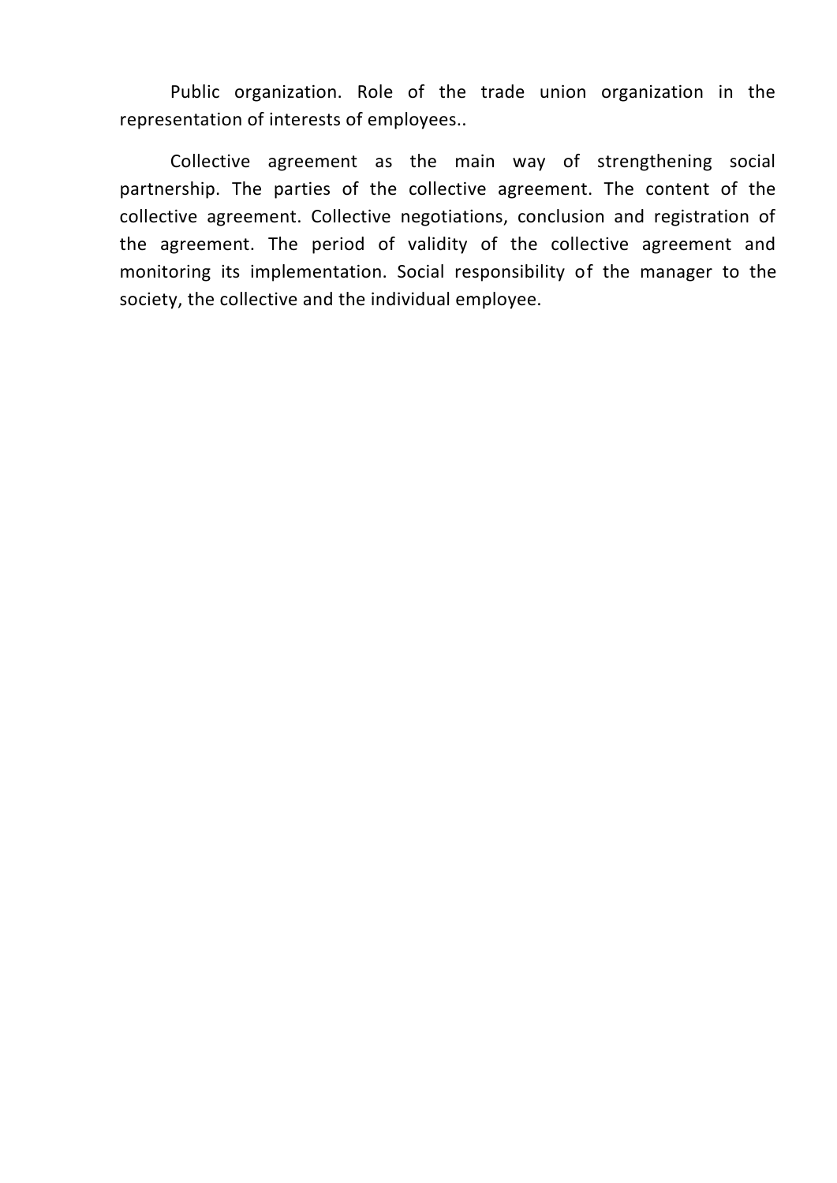Public organization. Role of the trade union organization in the representation of interests of employees..

Collective agreement as the main way of strengthening social partnership. The parties of the collective agreement. The content of the collective agreement. Collective negotiations, conclusion and registration of the agreement. The period of validity of the collective agreement and monitoring its implementation. Social responsibility of the manager to the society, the collective and the individual employee.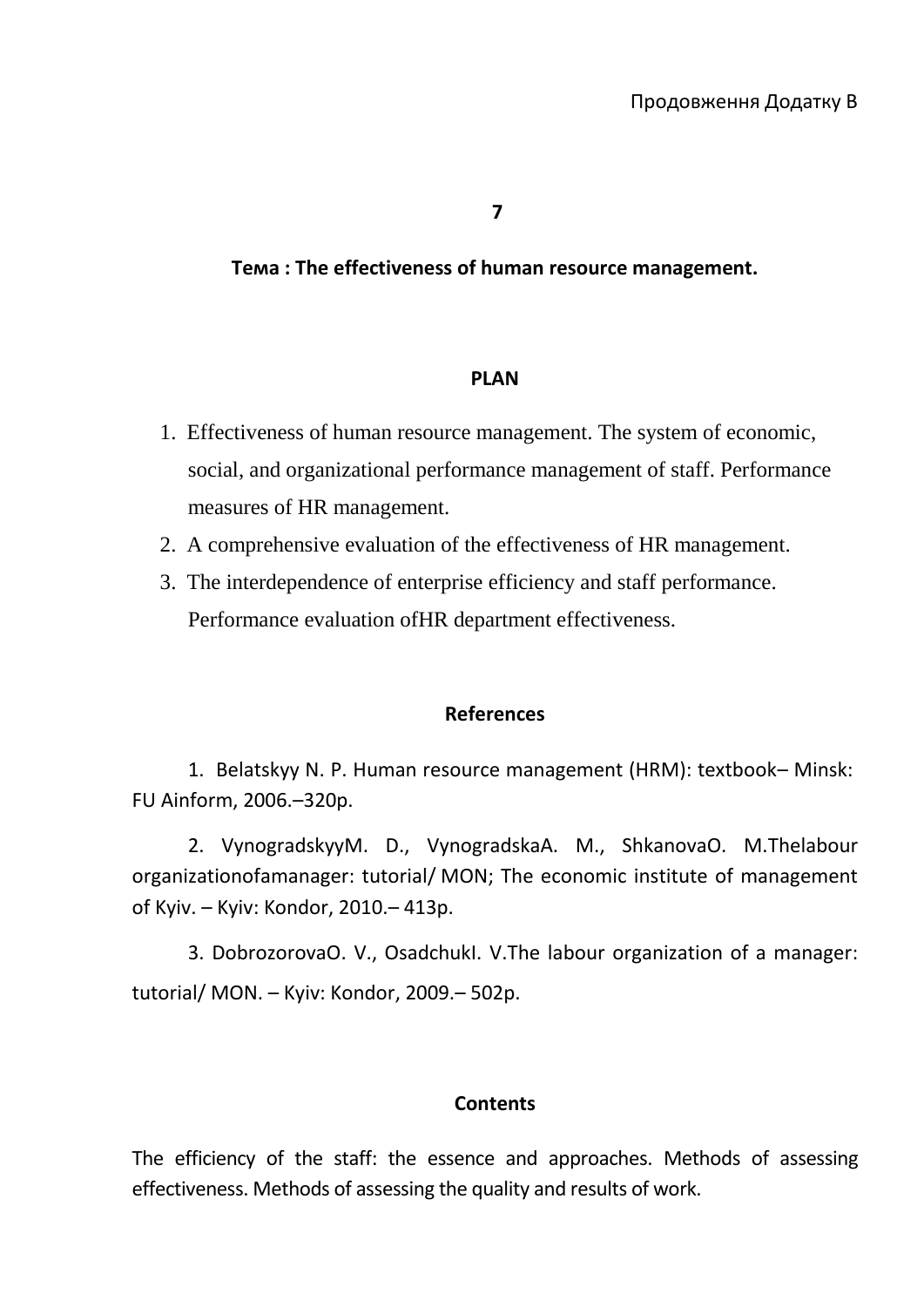Продовження Додатку В

**7**

**Тема : The effectiveness of human resource management.**

**PLAN**

1. Effectiveness of human resource management. The system of economic, social, and organizational performance management of staff. Performance measures of HR management.
2. A comprehensive evaluation of the effectiveness of HR management.
3. The interdependence of enterprise efficiency and staff performance. Performance evaluation ofHR department effectiveness.

**References**

1. Belatskyy N. P. Human resource management (HRM): textbook– Minsk: FU Ainform, 2006.–320p.

2. VynogradskyyM. D., VynogradskaA. M., ShkanovaO. M.Thelabour organizationofamanager: tutorial/ MON; The economic institute of management of Kyiv. – Kyiv: Kondor, 2010.– 413p.

3. DobrozorovaO. V., OsadchukI. V.The labour organization of a manager: tutorial/ MON. – Kyiv: Kondor, 2009.– 502p.

**Contents**

The efficiency of the staff: the essence and approaches. Methods of assessing effectiveness. Methods of assessing the quality and results of work.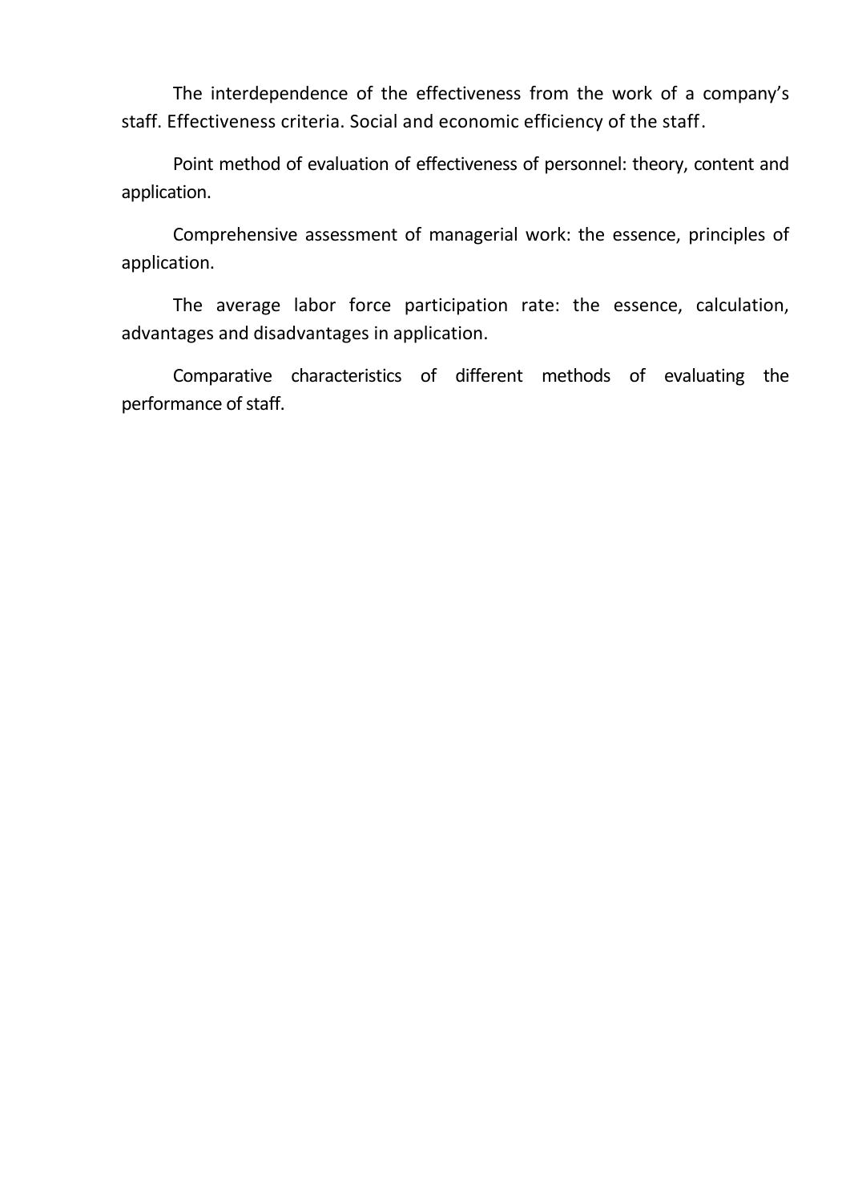The interdependence of the effectiveness from the work of a company's staff. Effectiveness criteria. Social and economic efficiency of the staff.

Point method of evaluation of effectiveness of personnel: theory, content and application.

Comprehensive assessment of managerial work: the essence, principles of application.

The average labor force participation rate: the essence, calculation, advantages and disadvantages in application.

Comparative characteristics of different methods of evaluating the performance of staff.